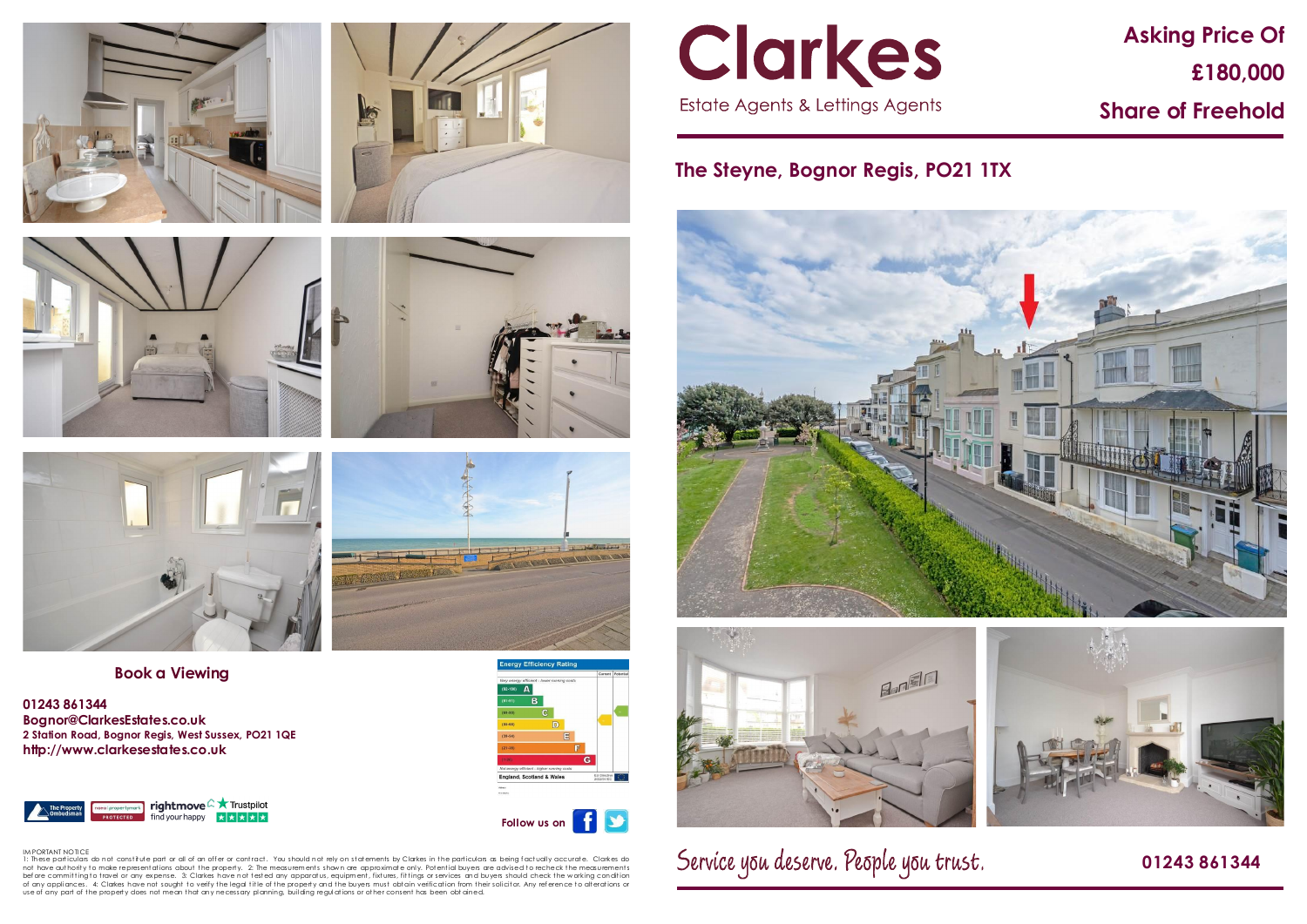# Clarkes

Estate Agents & Lettings Agents

## Asking Price Of £180,000 Share of Freehold

## The Steyne, Bognor Regis, PO21 1TX

### Book a Viewing

**01243 861344**
**Bognor@ClarkesEstates.co.uk**
**2 Station Road, Bognor Regis, West Sussex, PO21 1QE**
**http://www.clarkesestates.co.uk**

Follow us on

IMPORTANT NOTICE
1: These particulars do not constitute part or all of an offer or contract. You should not rely on statements by Clarkes in the particulars as being factually accurate. Clarkes do not have authority to make representations about the property. 2: The measurements shown are approximate only. Potential buyers are advised to recheck the measurements before committing to travel or any expense. 3: Clarkes have not tested any apparatus, equipment, fixtures, fittings or services and buyers should check the working condition of any appliances. 4: Clarkes have not sought to verify the legal title of the property and the buyers must obtain verification from their solicitor. Any reference to alterations or use of any part of the property does not mean that any necessary planning, building regulations or other consent has been obtained.

Service you deserve. People you trust.

**01243 861344**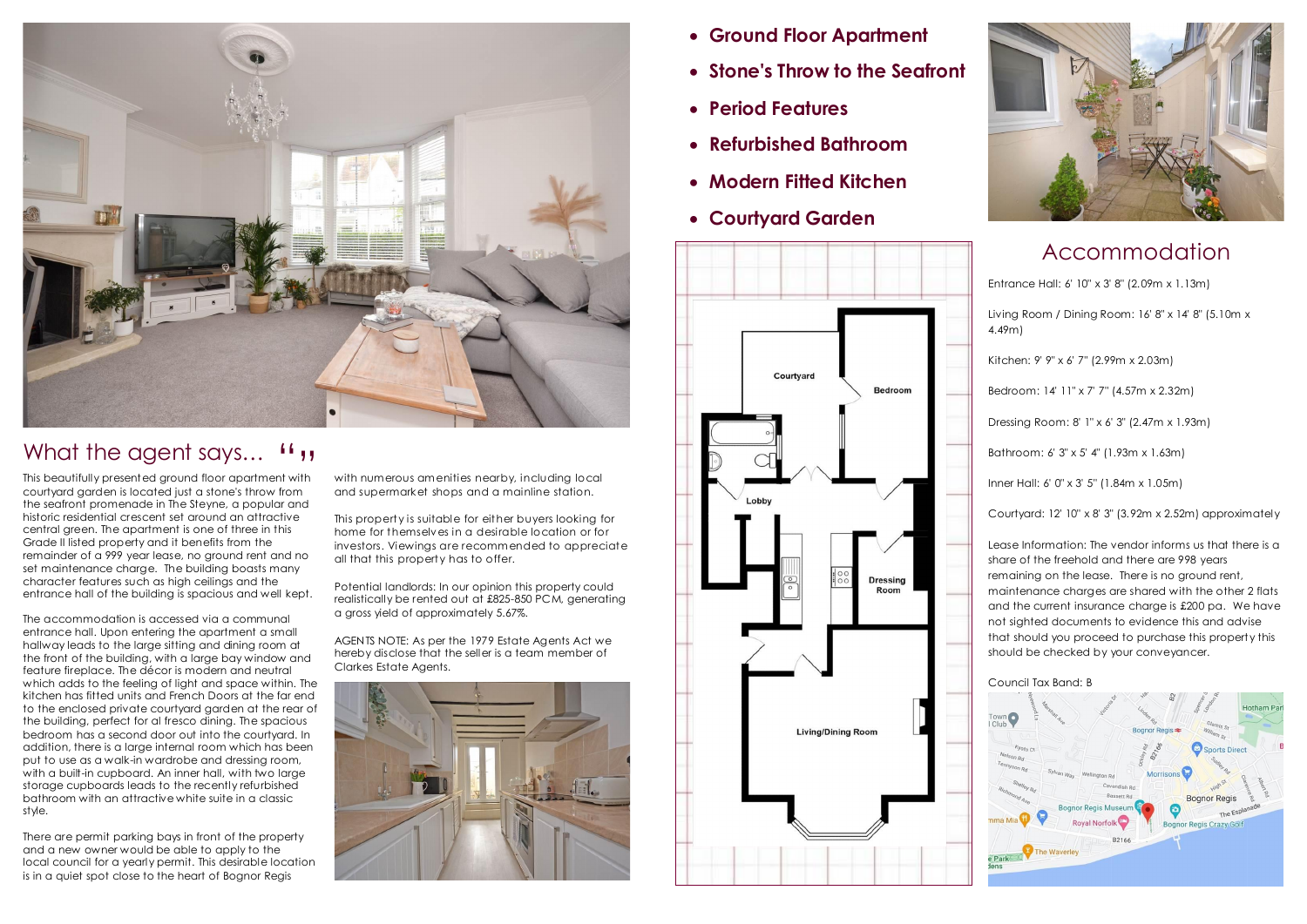## What the agent says...

This beautifully presented ground floor apartment with courtyard garden is located just a stone's throw from the seafront promenade in The Steyne, a popular and historic residential crescent set around an attractive central green. The apartment is one of three in this Grade II listed property and it benefits from the remainder of a 999 year lease, no ground rent and no set maintenance charge. The building boasts many character features such as high ceilings and the entrance hall of the building is spacious and well kept.

The accommodation is accessed via a communal entrance hall. Upon entering the apartment a small hallway leads to the large sitting and dining room at the front of the building, with a large bay window and feature fireplace. The décor is modern and neutral which adds to the feeling of light and space within. The kitchen has fitted units and French Doors at the far end to the enclosed private courtyard garden at the rear of the building, perfect for al fresco dining. The spacious bedroom has a second door out into the courtyard. In addition, there is a large internal room which has been put to use as a walk-in wardrobe and dressing room, with a built-in cupboard. An inner hall, with two large storage cupboards leads to the recently refurbished bathroom with an attractive white suite in a classic style.

There are permit parking bays in front of the property and a new owner would be able to apply to the local council for a yearly permit. This desirable location is in a quiet spot close to the heart of Bognor Regis with numerous amenities nearby, including local and supermarket shops and a mainline station.

This property is suitable for either buyers looking for home for themselves in a desirable location or for investors. Viewings are recommended to appreciate all that this property has to offer.

Potential landlords: In our opinion this property could realistically be rented out at £825-850 PCM, generating a gross yield of approximately 5.67%.

AGENTS NOTE: As per the 1979 Estate Agents Act we hereby disclose that the seller is a team member of Clarkes Estate Agents.

- **Ground Floor Apartment**
- **Stone's Throw to the Seafront**
- **Period Features**
- **Refurbished Bathroom**
- **Modern Fitted Kitchen**
- **Courtyard Garden**

## Accommodation

Entrance Hall: 6' 10" x 3' 8" (2.09m x 1.13m)

Living Room / Dining Room: 16' 8" x 14' 8" (5.10m x 4.49m)

Kitchen: 9' 9" x 6' 7" (2.99m x 2.03m)

Bedroom: 14' 11" x 7' 7" (4.57m x 2.32m)

Dressing Room: 8' 1" x 6' 3" (2.47m x 1.93m)

Bathroom: 6' 3" x 5' 4" (1.93m x 1.63m)

Inner Hall: 6' 0" x 3' 5" (1.84m x 1.05m)

Courtyard: 12' 10" x 8' 3" (3.92m x 2.52m) approximately

Lease Information: The vendor informs us that there is a share of the freehold and there are 998 years remaining on the lease. There is no ground rent, maintenance charges are shared with the other 2 flats and the current insurance charge is £200 pa. We have not sighted documents to evidence this and advise that should you proceed to purchase this property this should be checked by your conveyancer.

Council Tax Band: B